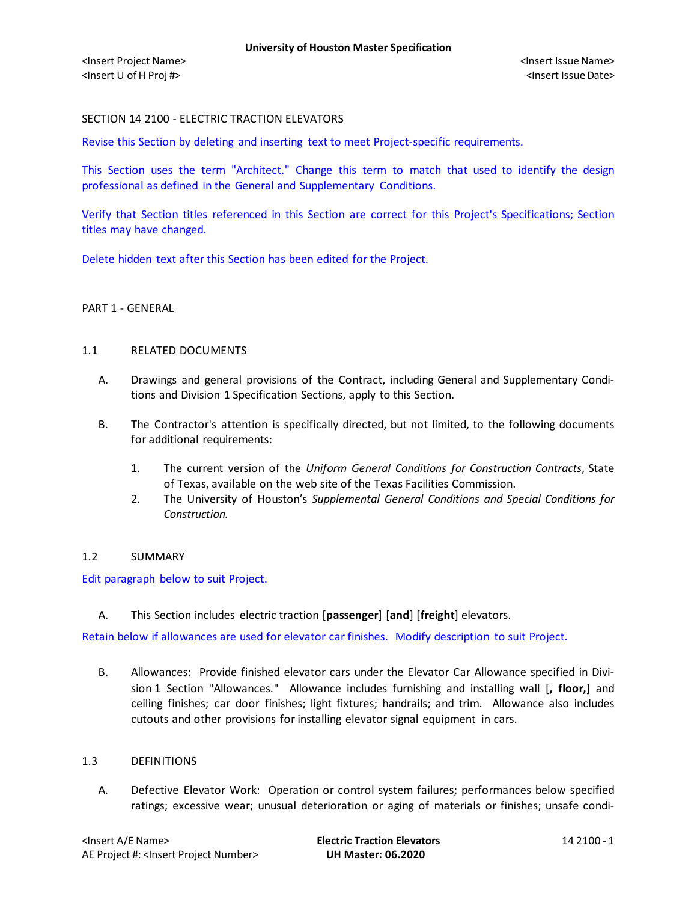SECTION 14 2100 - ELECTRIC TRACTION ELEVATORS

Revise this Section by deleting and inserting text to meet Project-specific requirements.

This Section uses the term "Architect." Change this term to match that used to identify the design professional as defined in the General and Supplementary Conditions.

Verify that Section titles referenced in this Section are correct for this Project's Specifications; Section titles may have changed.

Delete hidden text after this Section has been edited for the Project.

PART 1 - GENERAL

1.1 RELATED DOCUMENTS

A. Drawings and general provisions of the Contract, including General and Supplementary Conditions and Division 1 Specification Sections, apply to this Section.

B. The Contractor's attention is specifically directed, but not limited, to the following documents for additional requirements:

1. The current version of the *Uniform General Conditions for Construction Contracts*, State of Texas, available on the web site of the Texas Facilities Commission.
2. The University of Houston's *Supplemental General Conditions and Special Conditions for Construction.*

1.2 SUMMARY

Edit paragraph below to suit Project.

A. This Section includes electric traction [**passenger**] [**and**] [**freight**] elevators.

Retain below if allowances are used for elevator car finishes. Modify description to suit Project.

B. Allowances: Provide finished elevator cars under the Elevator Car Allowance specified in Division 1 Section "Allowances." Allowance includes furnishing and installing wall [**, floor,**] and ceiling finishes; car door finishes; light fixtures; handrails; and trim. Allowance also includes cutouts and other provisions for installing elevator signal equipment in cars.

1.3 DEFINITIONS

A. Defective Elevator Work: Operation or control system failures; performances below specified ratings; excessive wear; unusual deterioration or aging of materials or finishes; unsafe condi-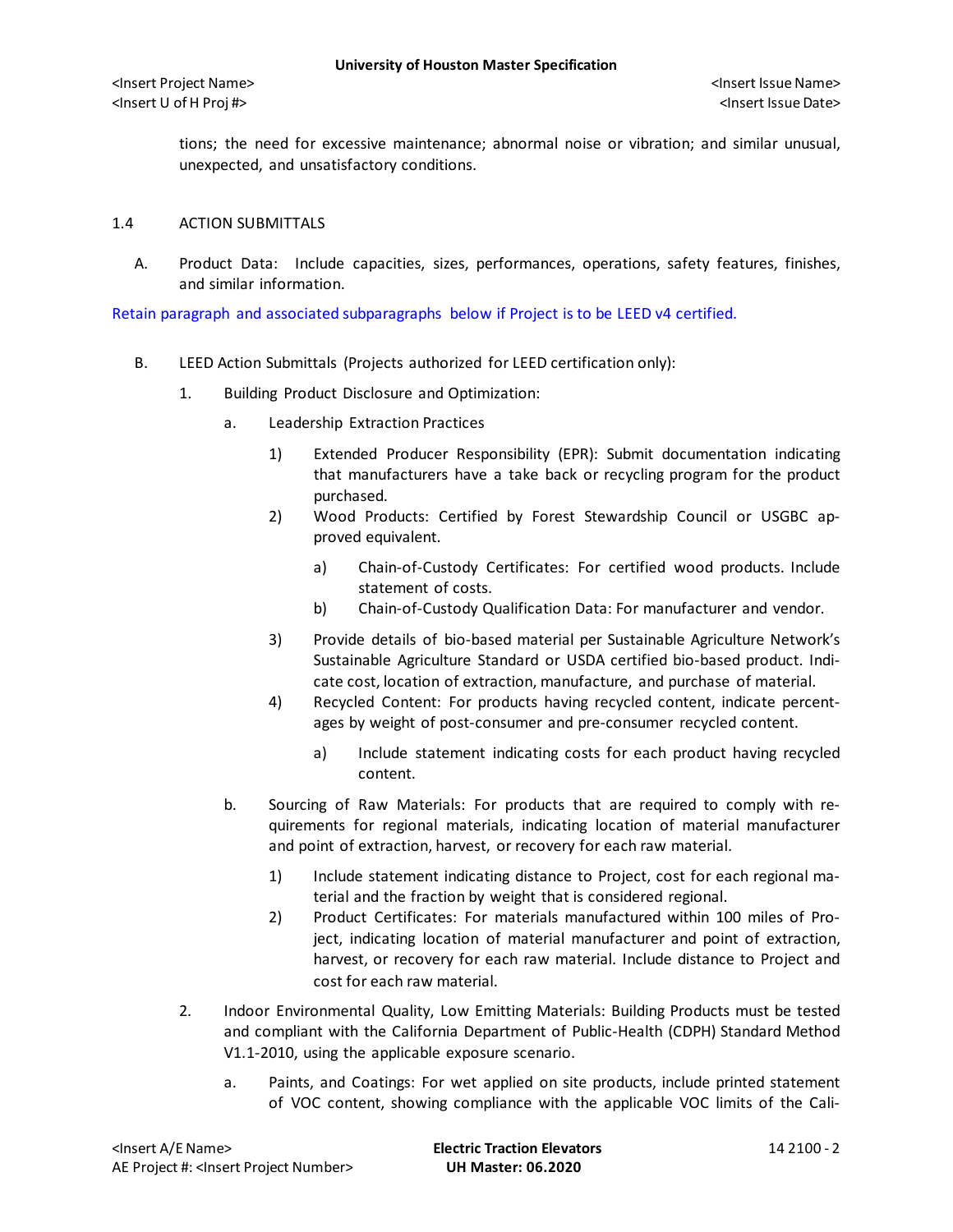tions; the need for excessive maintenance; abnormal noise or vibration; and similar unusual, unexpected, and unsatisfactory conditions.

## 1.4 ACTION SUBMITTALS

A. Product Data: Include capacities, sizes, performances, operations, safety features, finishes, and similar information.

Retain paragraph and associated subparagraphs below if Project is to be LEED v4 certified.

B. LEED Action Submittals (Projects authorized for LEED certification only):

1. Building Product Disclosure and Optimization:
   a. Leadership Extraction Practices
      1) Extended Producer Responsibility (EPR): Submit documentation indicating that manufacturers have a take back or recycling program for the product purchased.
      2) Wood Products: Certified by Forest Stewardship Council or USGBC approved equivalent.
         a) Chain-of-Custody Certificates: For certified wood products. Include statement of costs.
         b) Chain-of-Custody Qualification Data: For manufacturer and vendor.
      3) Provide details of bio-based material per Sustainable Agriculture Network's Sustainable Agriculture Standard or USDA certified bio-based product. Indicate cost, location of extraction, manufacture, and purchase of material.
      4) Recycled Content: For products having recycled content, indicate percentages by weight of post-consumer and pre-consumer recycled content.
         a) Include statement indicating costs for each product having recycled content.
   b. Sourcing of Raw Materials: For products that are required to comply with requirements for regional materials, indicating location of material manufacturer and point of extraction, harvest, or recovery for each raw material.
      1) Include statement indicating distance to Project, cost for each regional material and the fraction by weight that is considered regional.
      2) Product Certificates: For materials manufactured within 100 miles of Project, indicating location of material manufacturer and point of extraction, harvest, or recovery for each raw material. Include distance to Project and cost for each raw material.
2. Indoor Environmental Quality, Low Emitting Materials: Building Products must be tested and compliant with the California Department of Public-Health (CDPH) Standard Method V1.1-2010, using the applicable exposure scenario.
   a. Paints, and Coatings: For wet applied on site products, include printed statement of VOC content, showing compliance with the applicable VOC limits of the Cali-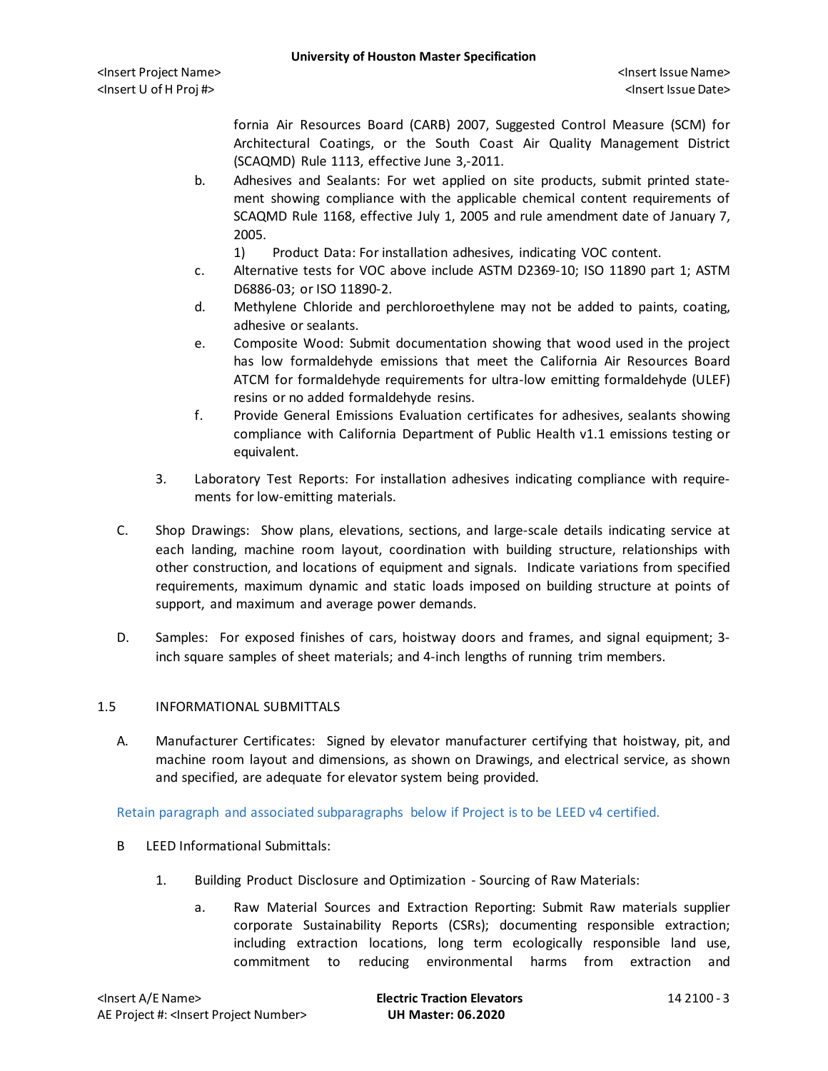fornia Air Resources Board (CARB) 2007, Suggested Control Measure (SCM) for Architectural Coatings, or the South Coast Air Quality Management District (SCAQMD) Rule 1113, effective June 3,-2011.

b. Adhesives and Sealants: For wet applied on site products, submit printed statement showing compliance with the applicable chemical content requirements of SCAQMD Rule 1168, effective July 1, 2005 and rule amendment date of January 7, 2005.

   1) Product Data: For installation adhesives, indicating VOC content.

c. Alternative tests for VOC above include ASTM D2369-10; ISO 11890 part 1; ASTM D6886-03; or ISO 11890-2.

d. Methylene Chloride and perchloroethylene may not be added to paints, coating, adhesive or sealants.

e. Composite Wood: Submit documentation showing that wood used in the project has low formaldehyde emissions that meet the California Air Resources Board ATCM for formaldehyde requirements for ultra-low emitting formaldehyde (ULEF) resins or no added formaldehyde resins.

f. Provide General Emissions Evaluation certificates for adhesives, sealants showing compliance with California Department of Public Health v1.1 emissions testing or equivalent.

3. Laboratory Test Reports: For installation adhesives indicating compliance with requirements for low-emitting materials.

C. Shop Drawings: Show plans, elevations, sections, and large-scale details indicating service at each landing, machine room layout, coordination with building structure, relationships with other construction, and locations of equipment and signals. Indicate variations from specified requirements, maximum dynamic and static loads imposed on building structure at points of support, and maximum and average power demands.

D. Samples: For exposed finishes of cars, hoistway doors and frames, and signal equipment; 3-inch square samples of sheet materials; and 4-inch lengths of running trim members.

## 1.5 INFORMATIONAL SUBMITTALS

A. Manufacturer Certificates: Signed by elevator manufacturer certifying that hoistway, pit, and machine room layout and dimensions, as shown on Drawings, and electrical service, as shown and specified, are adequate for elevator system being provided.

Retain paragraph and associated subparagraphs below if Project is to be LEED v4 certified.

B LEED Informational Submittals:

1. Building Product Disclosure and Optimization - Sourcing of Raw Materials:

   a. Raw Material Sources and Extraction Reporting: Submit Raw materials supplier corporate Sustainability Reports (CSRs); documenting responsible extraction; including extraction locations, long term ecologically responsible land use, commitment to reducing environmental harms from extraction and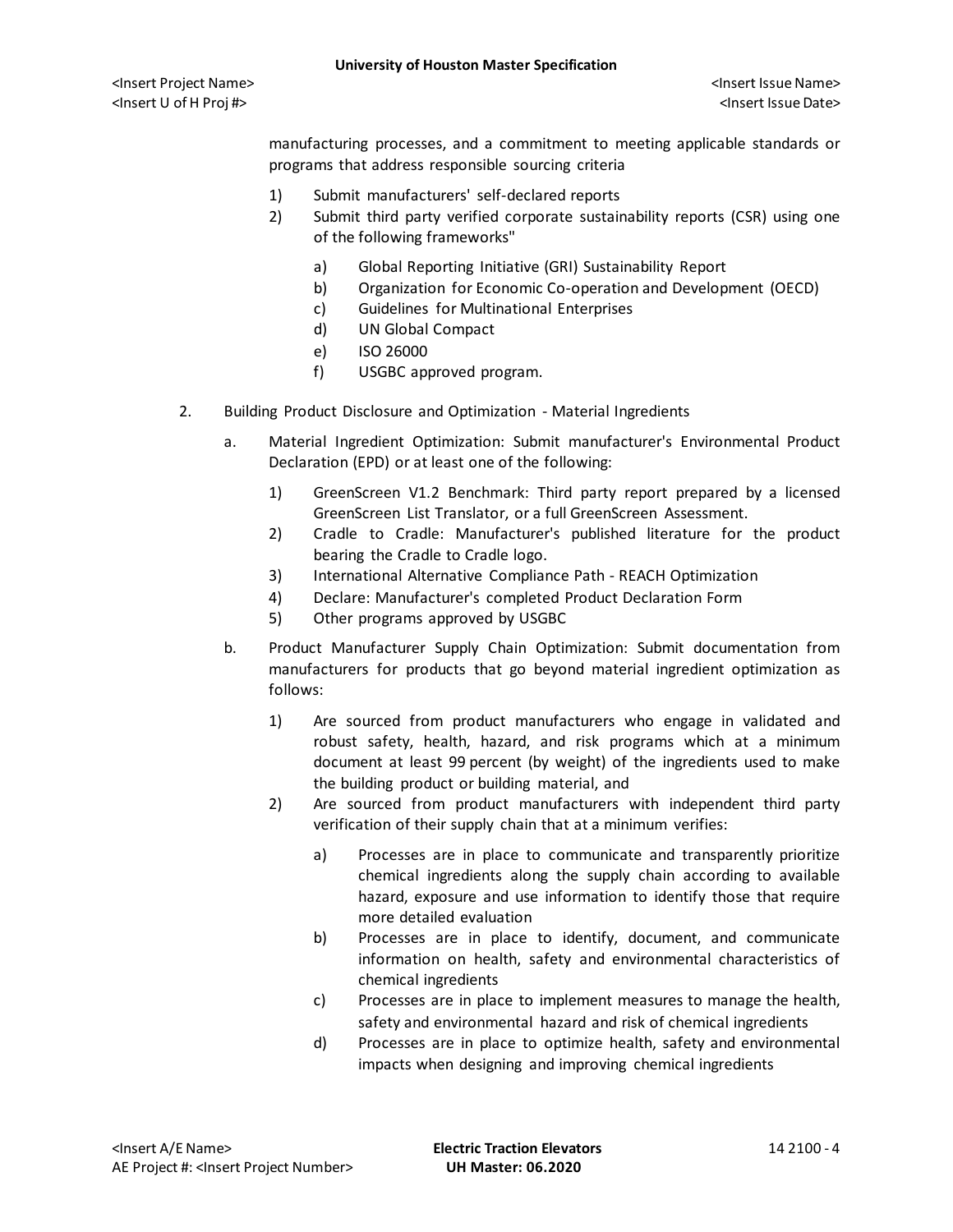manufacturing processes, and a commitment to meeting applicable standards or programs that address responsible sourcing criteria

1) Submit manufacturers' self-declared reports
2) Submit third party verified corporate sustainability reports (CSR) using one of the following frameworks"
    a) Global Reporting Initiative (GRI) Sustainability Report
    b) Organization for Economic Co-operation and Development (OECD)
    c) Guidelines for Multinational Enterprises
    d) UN Global Compact
    e) ISO 26000
    f) USGBC approved program.

2. Building Product Disclosure and Optimization - Material Ingredients
    a. Material Ingredient Optimization: Submit manufacturer's Environmental Product Declaration (EPD) or at least one of the following:
        1) GreenScreen V1.2 Benchmark: Third party report prepared by a licensed GreenScreen List Translator, or a full GreenScreen Assessment.
        2) Cradle to Cradle: Manufacturer's published literature for the product bearing the Cradle to Cradle logo.
        3) International Alternative Compliance Path - REACH Optimization
        4) Declare: Manufacturer's completed Product Declaration Form
        5) Other programs approved by USGBC
    b. Product Manufacturer Supply Chain Optimization: Submit documentation from manufacturers for products that go beyond material ingredient optimization as follows:
        1) Are sourced from product manufacturers who engage in validated and robust safety, health, hazard, and risk programs which at a minimum document at least 99 percent (by weight) of the ingredients used to make the building product or building material, and
        2) Are sourced from product manufacturers with independent third party verification of their supply chain that at a minimum verifies:
            a) Processes are in place to communicate and transparently prioritize chemical ingredients along the supply chain according to available hazard, exposure and use information to identify those that require more detailed evaluation
            b) Processes are in place to identify, document, and communicate information on health, safety and environmental characteristics of chemical ingredients
            c) Processes are in place to implement measures to manage the health, safety and environmental hazard and risk of chemical ingredients
            d) Processes are in place to optimize health, safety and environmental impacts when designing and improving chemical ingredients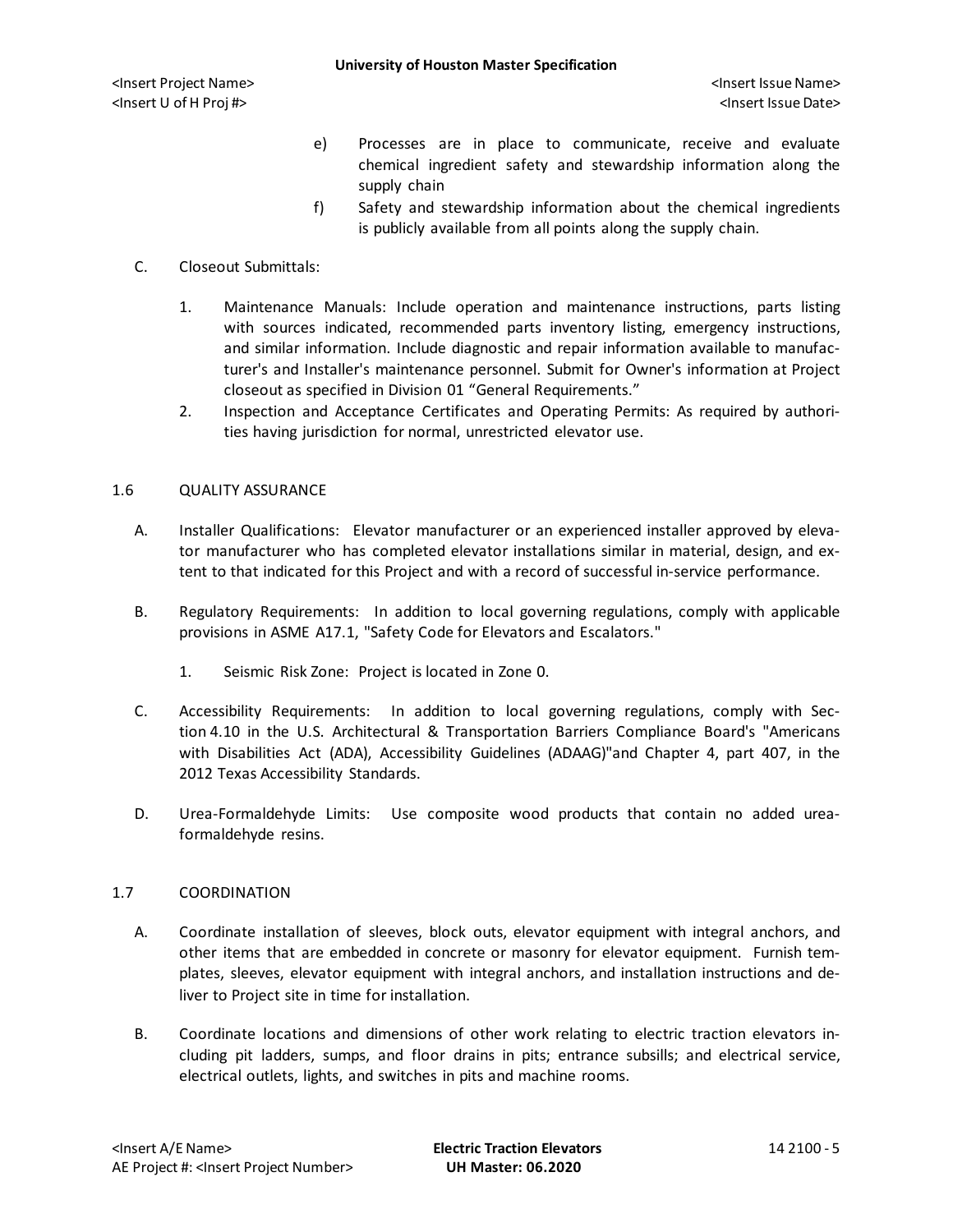e) Processes are in place to communicate, receive and evaluate chemical ingredient safety and stewardship information along the supply chain

f) Safety and stewardship information about the chemical ingredients is publicly available from all points along the supply chain.

C. Closeout Submittals:

1. Maintenance Manuals: Include operation and maintenance instructions, parts listing with sources indicated, recommended parts inventory listing, emergency instructions, and similar information. Include diagnostic and repair information available to manufacturer's and Installer's maintenance personnel. Submit for Owner's information at Project closeout as specified in Division 01 "General Requirements."
2. Inspection and Acceptance Certificates and Operating Permits: As required by authorities having jurisdiction for normal, unrestricted elevator use.

## 1.6 QUALITY ASSURANCE

A. Installer Qualifications: Elevator manufacturer or an experienced installer approved by elevator manufacturer who has completed elevator installations similar in material, design, and extent to that indicated for this Project and with a record of successful in-service performance.

B. Regulatory Requirements: In addition to local governing regulations, comply with applicable provisions in ASME A17.1, "Safety Code for Elevators and Escalators."

1. Seismic Risk Zone: Project is located in Zone 0.

C. Accessibility Requirements: In addition to local governing regulations, comply with Section 4.10 in the U.S. Architectural & Transportation Barriers Compliance Board's "Americans with Disabilities Act (ADA), Accessibility Guidelines (ADAAG)"and Chapter 4, part 407, in the 2012 Texas Accessibility Standards.

D. Urea-Formaldehyde Limits: Use composite wood products that contain no added urea-formaldehyde resins.

## 1.7 COORDINATION

A. Coordinate installation of sleeves, block outs, elevator equipment with integral anchors, and other items that are embedded in concrete or masonry for elevator equipment. Furnish templates, sleeves, elevator equipment with integral anchors, and installation instructions and deliver to Project site in time for installation.

B. Coordinate locations and dimensions of other work relating to electric traction elevators including pit ladders, sumps, and floor drains in pits; entrance subsills; and electrical service, electrical outlets, lights, and switches in pits and machine rooms.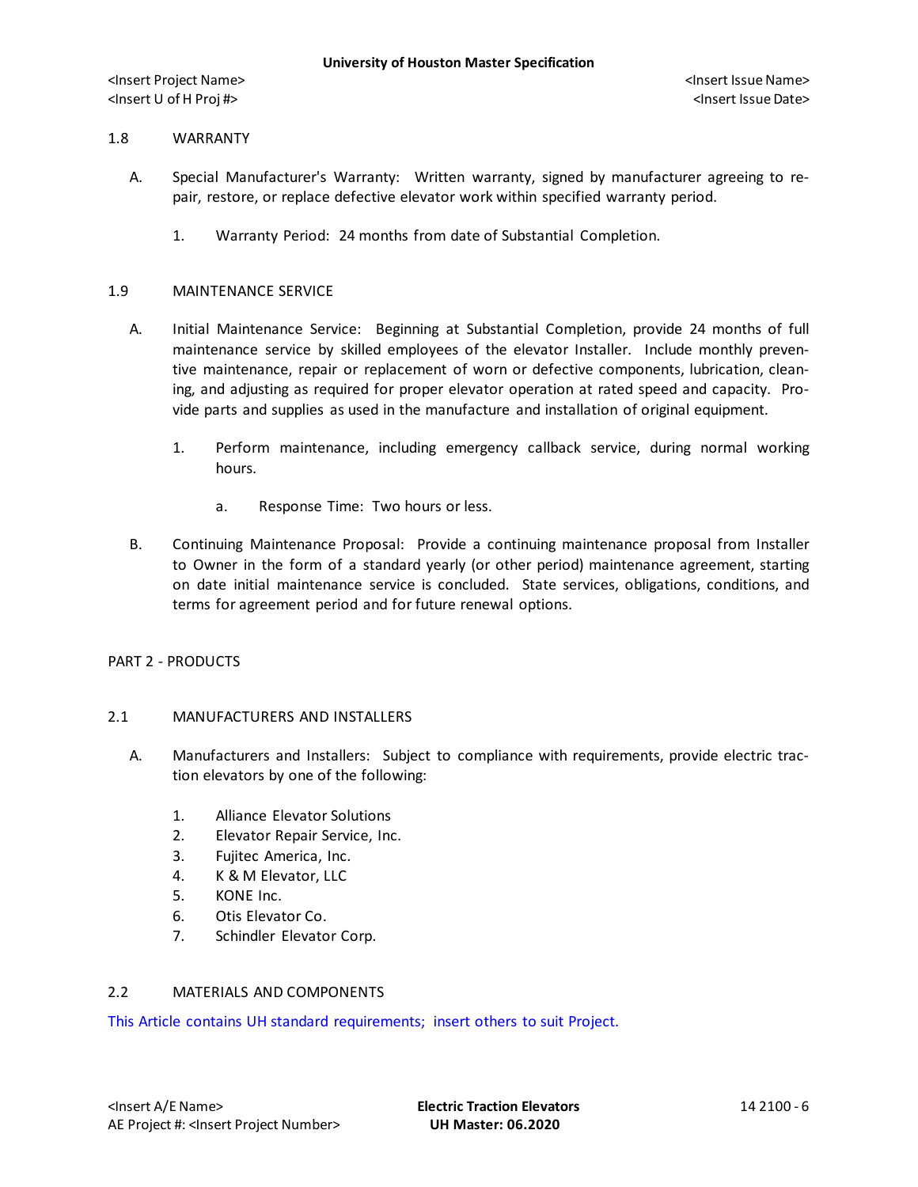## 1.8 WARRANTY

A. Special Manufacturer's Warranty: Written warranty, signed by manufacturer agreeing to repair, restore, or replace defective elevator work within specified warranty period.

   1. Warranty Period: 24 months from date of Substantial Completion.

## 1.9 MAINTENANCE SERVICE

A. Initial Maintenance Service: Beginning at Substantial Completion, provide 24 months of full maintenance service by skilled employees of the elevator Installer. Include monthly preventive maintenance, repair or replacement of worn or defective components, lubrication, cleaning, and adjusting as required for proper elevator operation at rated speed and capacity. Provide parts and supplies as used in the manufacture and installation of original equipment.

   1. Perform maintenance, including emergency callback service, during normal working hours.

      a. Response Time: Two hours or less.

B. Continuing Maintenance Proposal: Provide a continuing maintenance proposal from Installer to Owner in the form of a standard yearly (or other period) maintenance agreement, starting on date initial maintenance service is concluded. State services, obligations, conditions, and terms for agreement period and for future renewal options.

# PART 2 - PRODUCTS

## 2.1 MANUFACTURERS AND INSTALLERS

A. Manufacturers and Installers: Subject to compliance with requirements, provide electric traction elevators by one of the following:

   1. Alliance Elevator Solutions
   2. Elevator Repair Service, Inc.
   3. Fujitec America, Inc.
   4. K & M Elevator, LLC
   5. KONE Inc.
   6. Otis Elevator Co.
   7. Schindler Elevator Corp.

## 2.2 MATERIALS AND COMPONENTS

This Article contains UH standard requirements; insert others to suit Project.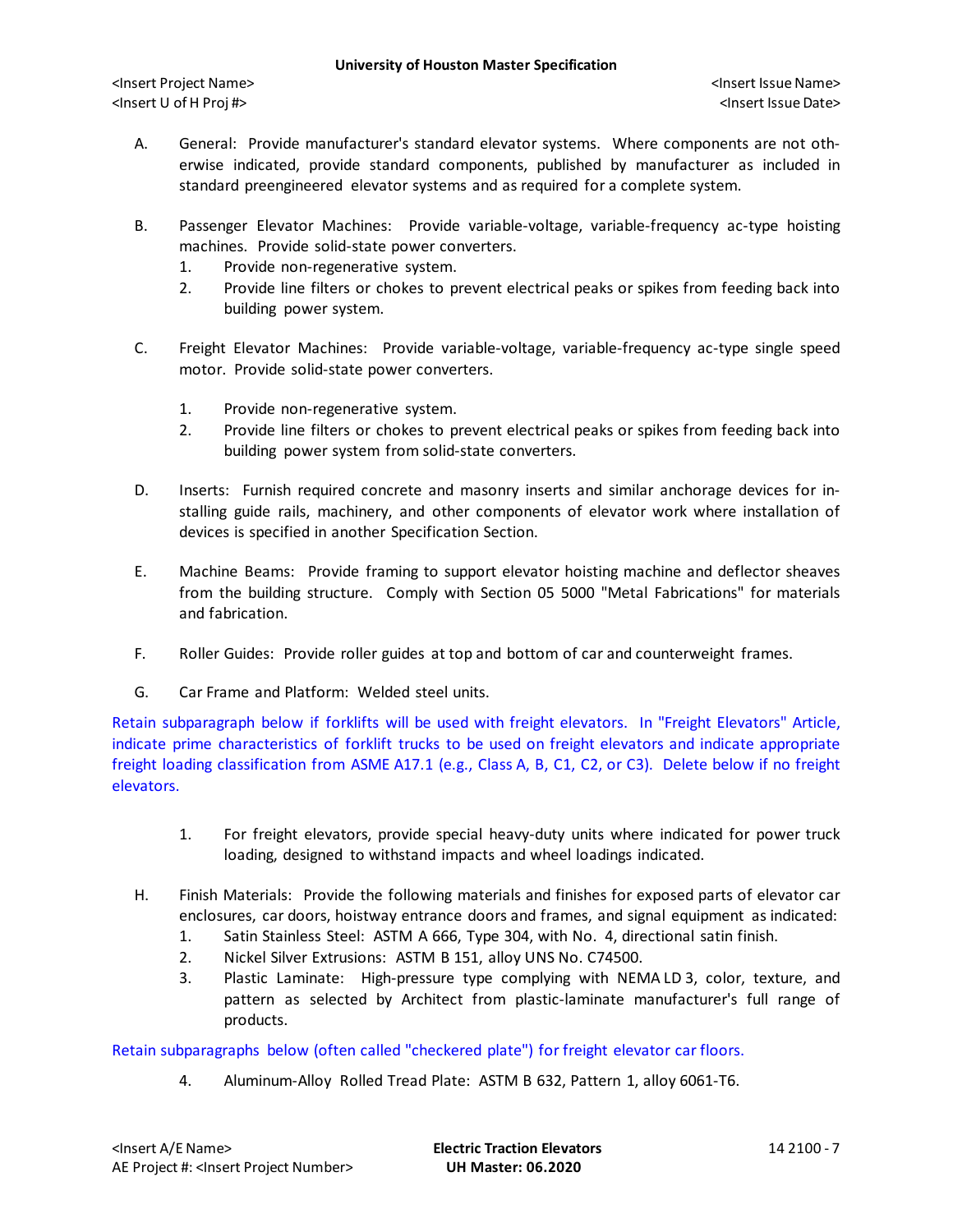A. General: Provide manufacturer's standard elevator systems. Where components are not otherwise indicated, provide standard components, published by manufacturer as included in standard preengineered elevator systems and as required for a complete system.

B. Passenger Elevator Machines: Provide variable-voltage, variable-frequency ac-type hoisting machines. Provide solid-state power converters.
   1. Provide non-regenerative system.
   2. Provide line filters or chokes to prevent electrical peaks or spikes from feeding back into building power system.

C. Freight Elevator Machines: Provide variable-voltage, variable-frequency ac-type single speed motor. Provide solid-state power converters.
   1. Provide non-regenerative system.
   2. Provide line filters or chokes to prevent electrical peaks or spikes from feeding back into building power system from solid-state converters.

D. Inserts: Furnish required concrete and masonry inserts and similar anchorage devices for installing guide rails, machinery, and other components of elevator work where installation of devices is specified in another Specification Section.

E. Machine Beams: Provide framing to support elevator hoisting machine and deflector sheaves from the building structure. Comply with Section 05 5000 "Metal Fabrications" for materials and fabrication.

F. Roller Guides: Provide roller guides at top and bottom of car and counterweight frames.

G. Car Frame and Platform: Welded steel units.

Retain subparagraph below if forklifts will be used with freight elevators. In "Freight Elevators" Article, indicate prime characteristics of forklift trucks to be used on freight elevators and indicate appropriate freight loading classification from ASME A17.1 (e.g., Class A, B, C1, C2, or C3). Delete below if no freight elevators.

   1. For freight elevators, provide special heavy-duty units where indicated for power truck loading, designed to withstand impacts and wheel loadings indicated.

H. Finish Materials: Provide the following materials and finishes for exposed parts of elevator car enclosures, car doors, hoistway entrance doors and frames, and signal equipment as indicated:
   1. Satin Stainless Steel: ASTM A 666, Type 304, with No. 4, directional satin finish.
   2. Nickel Silver Extrusions: ASTM B 151, alloy UNS No. C74500.
   3. Plastic Laminate: High-pressure type complying with NEMA LD 3, color, texture, and pattern as selected by Architect from plastic-laminate manufacturer's full range of products.

Retain subparagraphs below (often called "checkered plate") for freight elevator car floors.

   4. Aluminum-Alloy Rolled Tread Plate: ASTM B 632, Pattern 1, alloy 6061-T6.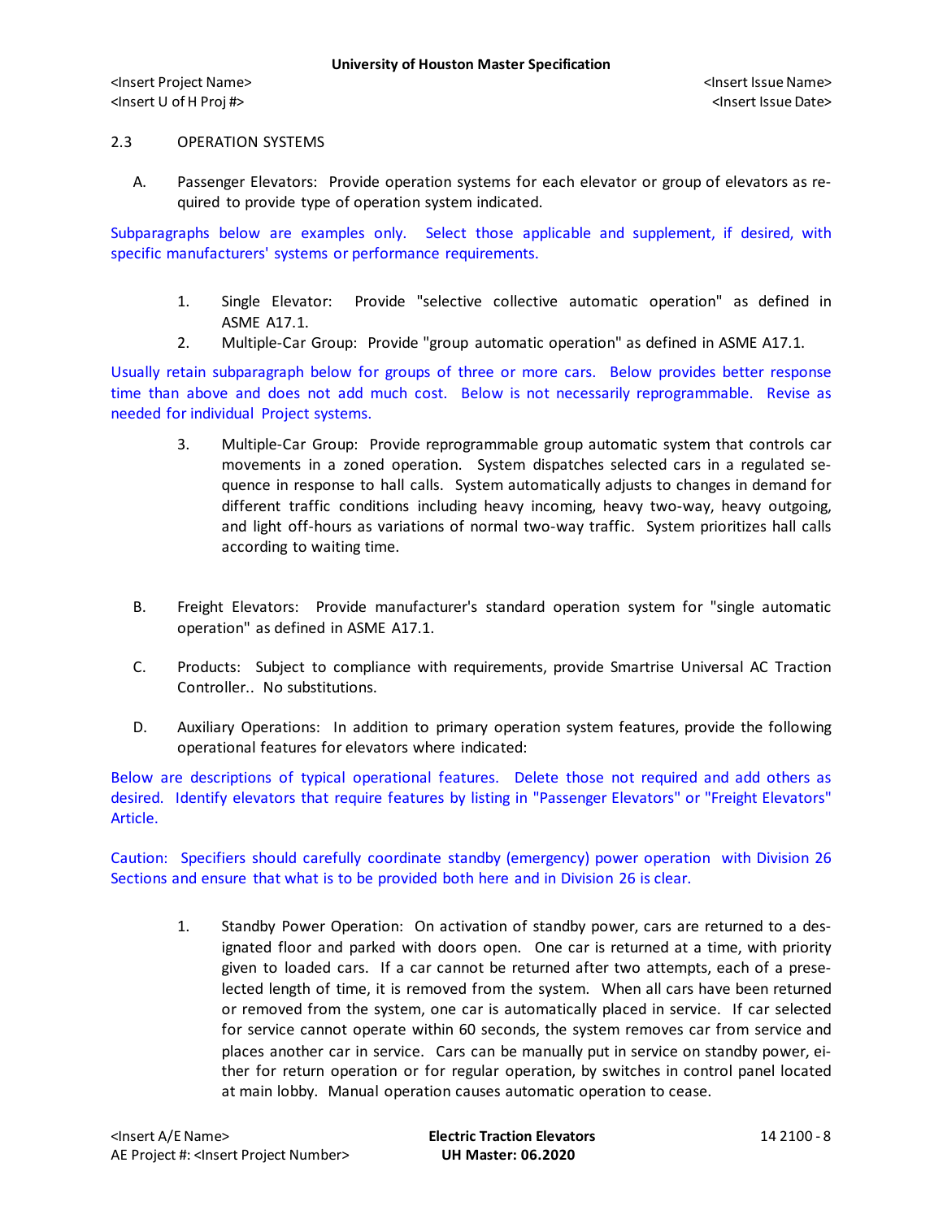## 2.3 OPERATION SYSTEMS

A. Passenger Elevators: Provide operation systems for each elevator or group of elevators as required to provide type of operation system indicated.

Subparagraphs below are examples only. Select those applicable and supplement, if desired, with specific manufacturers' systems or performance requirements.

1. Single Elevator: Provide "selective collective automatic operation" as defined in ASME A17.1.
2. Multiple-Car Group: Provide "group automatic operation" as defined in ASME A17.1.

Usually retain subparagraph below for groups of three or more cars. Below provides better response time than above and does not add much cost. Below is not necessarily reprogrammable. Revise as needed for individual Project systems.

3. Multiple-Car Group: Provide reprogrammable group automatic system that controls car movements in a zoned operation. System dispatches selected cars in a regulated sequence in response to hall calls. System automatically adjusts to changes in demand for different traffic conditions including heavy incoming, heavy two-way, heavy outgoing, and light off-hours as variations of normal two-way traffic. System prioritizes hall calls according to waiting time.

B. Freight Elevators: Provide manufacturer's standard operation system for "single automatic operation" as defined in ASME A17.1.

C. Products: Subject to compliance with requirements, provide Smartrise Universal AC Traction Controller.. No substitutions.

D. Auxiliary Operations: In addition to primary operation system features, provide the following operational features for elevators where indicated:

Below are descriptions of typical operational features. Delete those not required and add others as desired. Identify elevators that require features by listing in "Passenger Elevators" or "Freight Elevators" Article.

Caution: Specifiers should carefully coordinate standby (emergency) power operation with Division 26 Sections and ensure that what is to be provided both here and in Division 26 is clear.

1. Standby Power Operation: On activation of standby power, cars are returned to a designated floor and parked with doors open. One car is returned at a time, with priority given to loaded cars. If a car cannot be returned after two attempts, each of a preselected length of time, it is removed from the system. When all cars have been returned or removed from the system, one car is automatically placed in service. If car selected for service cannot operate within 60 seconds, the system removes car from service and places another car in service. Cars can be manually put in service on standby power, either for return operation or for regular operation, by switches in control panel located at main lobby. Manual operation causes automatic operation to cease.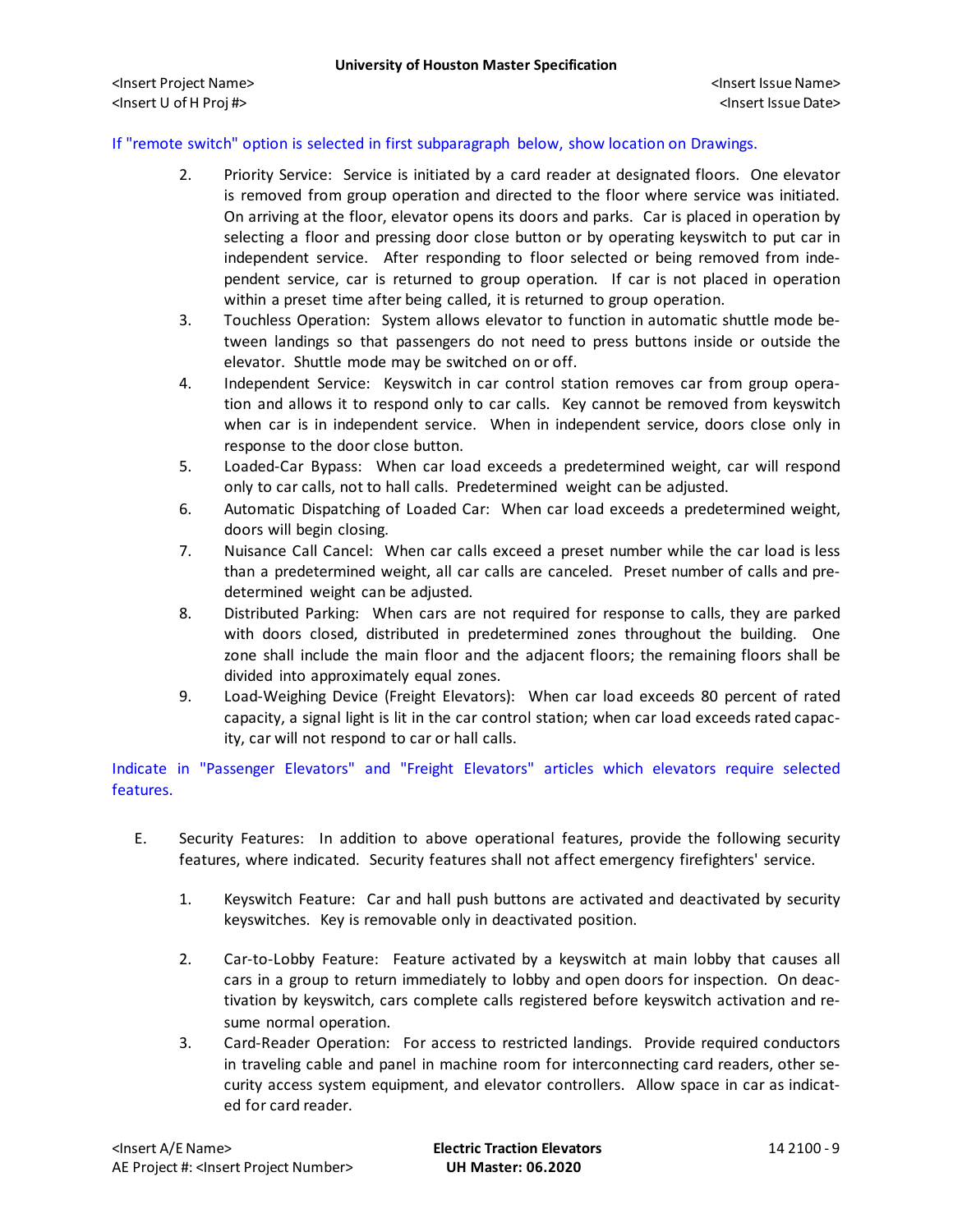If "remote switch" option is selected in first subparagraph below, show location on Drawings.

2. Priority Service: Service is initiated by a card reader at designated floors. One elevator is removed from group operation and directed to the floor where service was initiated. On arriving at the floor, elevator opens its doors and parks. Car is placed in operation by selecting a floor and pressing door close button or by operating keyswitch to put car in independent service. After responding to floor selected or being removed from independent service, car is returned to group operation. If car is not placed in operation within a preset time after being called, it is returned to group operation.
3. Touchless Operation: System allows elevator to function in automatic shuttle mode between landings so that passengers do not need to press buttons inside or outside the elevator. Shuttle mode may be switched on or off.
4. Independent Service: Keyswitch in car control station removes car from group operation and allows it to respond only to car calls. Key cannot be removed from keyswitch when car is in independent service. When in independent service, doors close only in response to the door close button.
5. Loaded-Car Bypass: When car load exceeds a predetermined weight, car will respond only to car calls, not to hall calls. Predetermined weight can be adjusted.
6. Automatic Dispatching of Loaded Car: When car load exceeds a predetermined weight, doors will begin closing.
7. Nuisance Call Cancel: When car calls exceed a preset number while the car load is less than a predetermined weight, all car calls are canceled. Preset number of calls and predetermined weight can be adjusted.
8. Distributed Parking: When cars are not required for response to calls, they are parked with doors closed, distributed in predetermined zones throughout the building. One zone shall include the main floor and the adjacent floors; the remaining floors shall be divided into approximately equal zones.
9. Load-Weighing Device (Freight Elevators): When car load exceeds 80 percent of rated capacity, a signal light is lit in the car control station; when car load exceeds rated capacity, car will not respond to car or hall calls.

Indicate in "Passenger Elevators" and "Freight Elevators" articles which elevators require selected features.

E. Security Features: In addition to above operational features, provide the following security features, where indicated. Security features shall not affect emergency firefighters' service.

1. Keyswitch Feature: Car and hall push buttons are activated and deactivated by security keyswitches. Key is removable only in deactivated position.
2. Car-to-Lobby Feature: Feature activated by a keyswitch at main lobby that causes all cars in a group to return immediately to lobby and open doors for inspection. On deactivation by keyswitch, cars complete calls registered before keyswitch activation and resume normal operation.
3. Card-Reader Operation: For access to restricted landings. Provide required conductors in traveling cable and panel in machine room for interconnecting card readers, other security access system equipment, and elevator controllers. Allow space in car as indicated for card reader.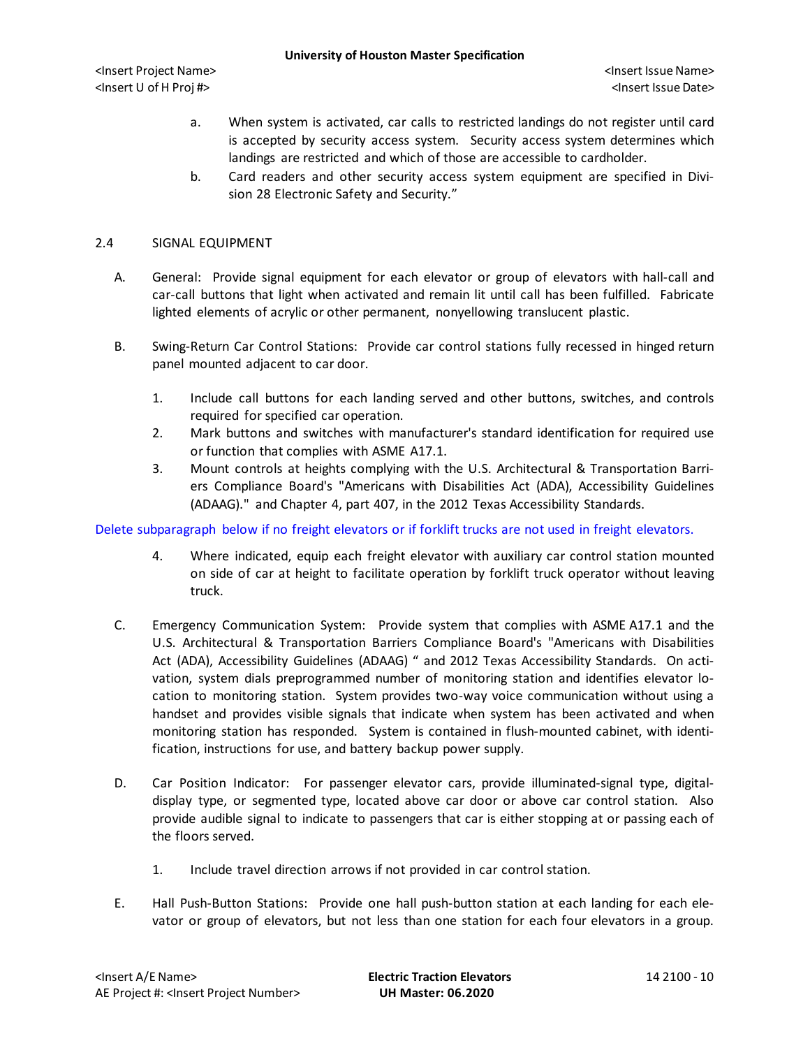a. When system is activated, car calls to restricted landings do not register until card is accepted by security access system. Security access system determines which landings are restricted and which of those are accessible to cardholder.

b. Card readers and other security access system equipment are specified in Division 28 Electronic Safety and Security."

## 2.4 SIGNAL EQUIPMENT

A. General: Provide signal equipment for each elevator or group of elevators with hall-call and car-call buttons that light when activated and remain lit until call has been fulfilled. Fabricate lighted elements of acrylic or other permanent, nonyellowing translucent plastic.

B. Swing-Return Car Control Stations: Provide car control stations fully recessed in hinged return panel mounted adjacent to car door.

1. Include call buttons for each landing served and other buttons, switches, and controls required for specified car operation.
2. Mark buttons and switches with manufacturer's standard identification for required use or function that complies with ASME A17.1.
3. Mount controls at heights complying with the U.S. Architectural & Transportation Barriers Compliance Board's "Americans with Disabilities Act (ADA), Accessibility Guidelines (ADAAG)." and Chapter 4, part 407, in the 2012 Texas Accessibility Standards.

Delete subparagraph below if no freight elevators or if forklift trucks are not used in freight elevators.

4. Where indicated, equip each freight elevator with auxiliary car control station mounted on side of car at height to facilitate operation by forklift truck operator without leaving truck.

C. Emergency Communication System: Provide system that complies with ASME A17.1 and the U.S. Architectural & Transportation Barriers Compliance Board's "Americans with Disabilities Act (ADA), Accessibility Guidelines (ADAAG) " and 2012 Texas Accessibility Standards. On activation, system dials preprogrammed number of monitoring station and identifies elevator location to monitoring station. System provides two-way voice communication without using a handset and provides visible signals that indicate when system has been activated and when monitoring station has responded. System is contained in flush-mounted cabinet, with identification, instructions for use, and battery backup power supply.

D. Car Position Indicator: For passenger elevator cars, provide illuminated-signal type, digital-display type, or segmented type, located above car door or above car control station. Also provide audible signal to indicate to passengers that car is either stopping at or passing each of the floors served.

1. Include travel direction arrows if not provided in car control station.

E. Hall Push-Button Stations: Provide one hall push-button station at each landing for each elevator or group of elevators, but not less than one station for each four elevators in a group.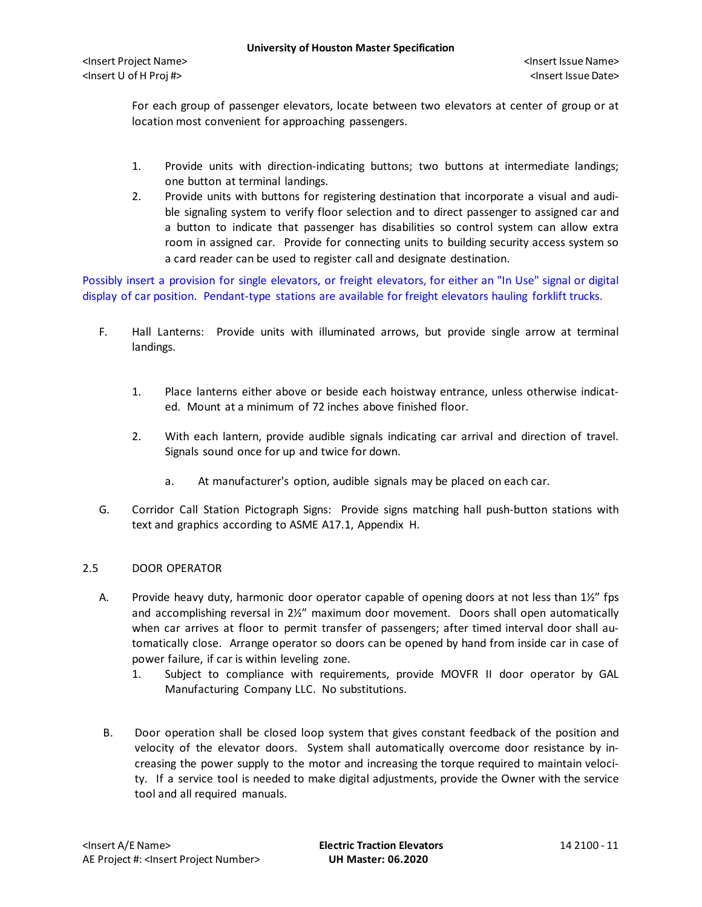For each group of passenger elevators, locate between two elevators at center of group or at location most convenient for approaching passengers.

1. Provide units with direction-indicating buttons; two buttons at intermediate landings; one button at terminal landings.
2. Provide units with buttons for registering destination that incorporate a visual and audible signaling system to verify floor selection and to direct passenger to assigned car and a button to indicate that passenger has disabilities so control system can allow extra room in assigned car. Provide for connecting units to building security access system so a card reader can be used to register call and designate destination.

Possibly insert a provision for single elevators, or freight elevators, for either an "In Use" signal or digital display of car position. Pendant-type stations are available for freight elevators hauling forklift trucks.

F. Hall Lanterns: Provide units with illuminated arrows, but provide single arrow at terminal landings.

1. Place lanterns either above or beside each hoistway entrance, unless otherwise indicated. Mount at a minimum of 72 inches above finished floor.
2. With each lantern, provide audible signals indicating car arrival and direction of travel. Signals sound once for up and twice for down.
   a. At manufacturer's option, audible signals may be placed on each car.

G. Corridor Call Station Pictograph Signs: Provide signs matching hall push-button stations with text and graphics according to ASME A17.1, Appendix H.

## 2.5 DOOR OPERATOR

A. Provide heavy duty, harmonic door operator capable of opening doors at not less than 1½" fps and accomplishing reversal in 2½" maximum door movement. Doors shall open automatically when car arrives at floor to permit transfer of passengers; after timed interval door shall automatically close. Arrange operator so doors can be opened by hand from inside car in case of power failure, if car is within leveling zone.

1. Subject to compliance with requirements, provide MOVFR II door operator by GAL Manufacturing Company LLC. No substitutions.

B. Door operation shall be closed loop system that gives constant feedback of the position and velocity of the elevator doors. System shall automatically overcome door resistance by increasing the power supply to the motor and increasing the torque required to maintain velocity. If a service tool is needed to make digital adjustments, provide the Owner with the service tool and all required manuals.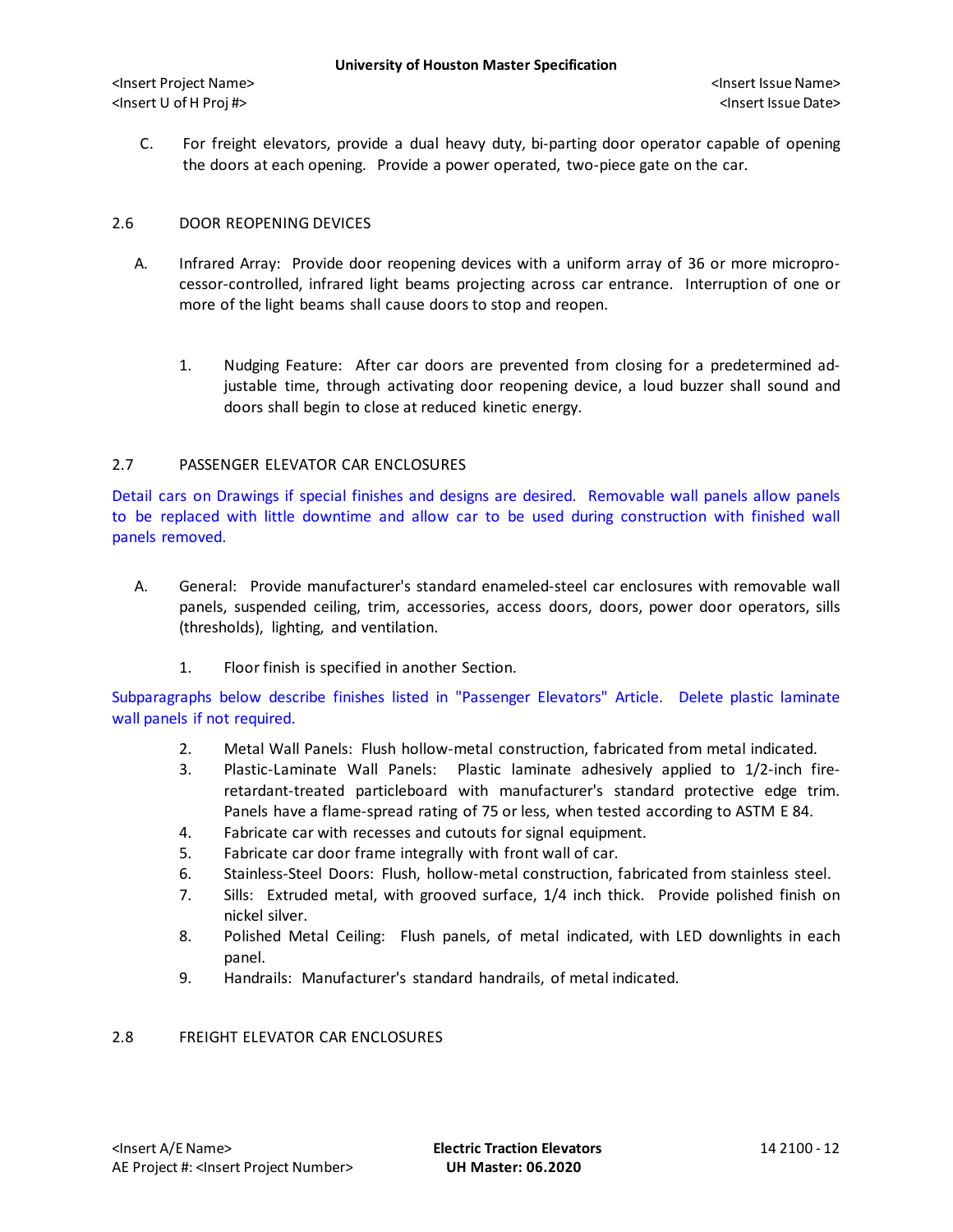C. For freight elevators, provide a dual heavy duty, bi-parting door operator capable of opening the doors at each opening. Provide a power operated, two-piece gate on the car.

## 2.6 DOOR REOPENING DEVICES

A. Infrared Array: Provide door reopening devices with a uniform array of 36 or more microprocessor-controlled, infrared light beams projecting across car entrance. Interruption of one or more of the light beams shall cause doors to stop and reopen.

1. Nudging Feature: After car doors are prevented from closing for a predetermined adjustable time, through activating door reopening device, a loud buzzer shall sound and doors shall begin to close at reduced kinetic energy.

## 2.7 PASSENGER ELEVATOR CAR ENCLOSURES

Detail cars on Drawings if special finishes and designs are desired. Removable wall panels allow panels to be replaced with little downtime and allow car to be used during construction with finished wall panels removed.

A. General: Provide manufacturer's standard enameled-steel car enclosures with removable wall panels, suspended ceiling, trim, accessories, access doors, doors, power door operators, sills (thresholds), lighting, and ventilation.

1. Floor finish is specified in another Section.

Subparagraphs below describe finishes listed in "Passenger Elevators" Article. Delete plastic laminate wall panels if not required.

2. Metal Wall Panels: Flush hollow-metal construction, fabricated from metal indicated.
3. Plastic-Laminate Wall Panels: Plastic laminate adhesively applied to 1/2-inch fire-retardant-treated particleboard with manufacturer's standard protective edge trim. Panels have a flame-spread rating of 75 or less, when tested according to ASTM E 84.
4. Fabricate car with recesses and cutouts for signal equipment.
5. Fabricate car door frame integrally with front wall of car.
6. Stainless-Steel Doors: Flush, hollow-metal construction, fabricated from stainless steel.
7. Sills: Extruded metal, with grooved surface, 1/4 inch thick. Provide polished finish on nickel silver.
8. Polished Metal Ceiling: Flush panels, of metal indicated, with LED downlights in each panel.
9. Handrails: Manufacturer's standard handrails, of metal indicated.

## 2.8 FREIGHT ELEVATOR CAR ENCLOSURES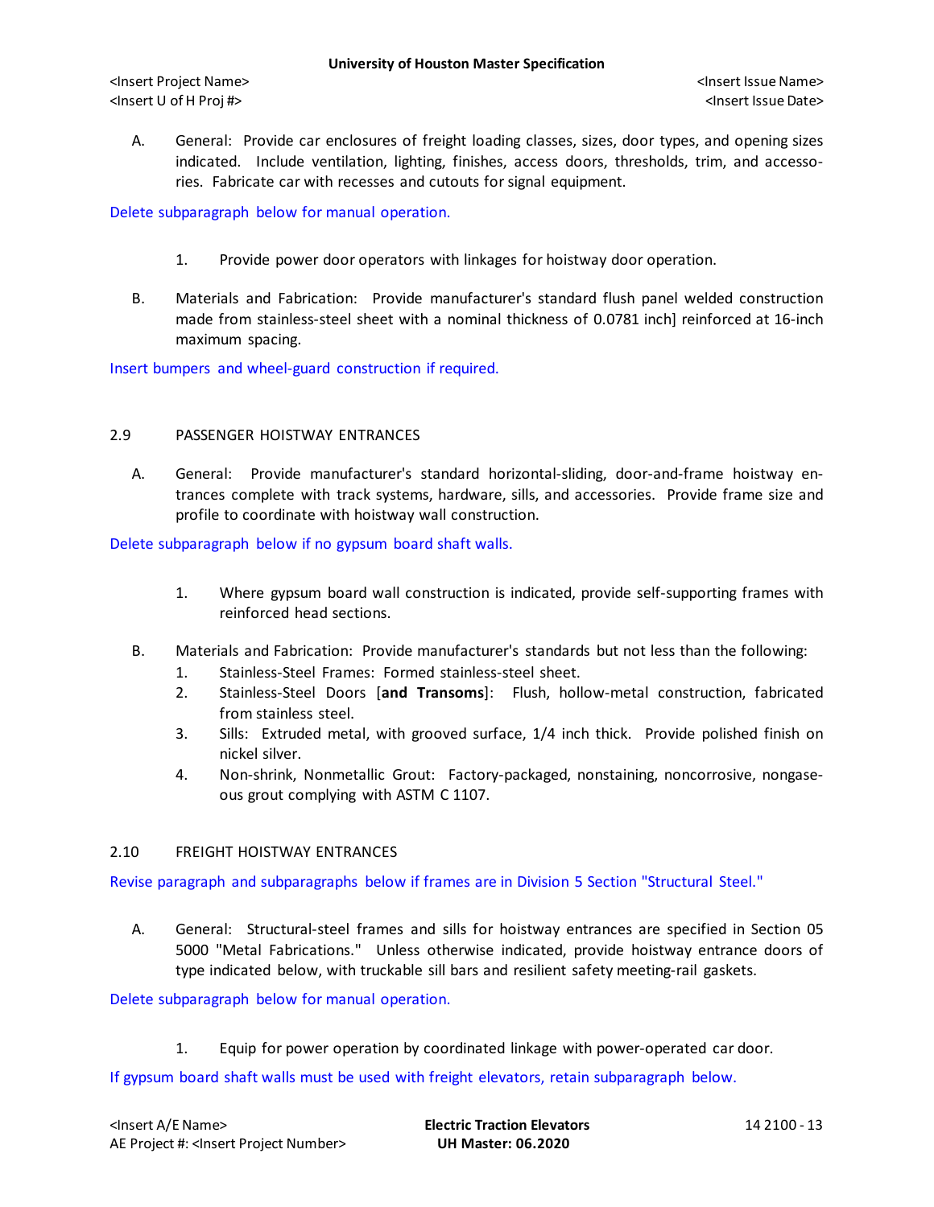A. General: Provide car enclosures of freight loading classes, sizes, door types, and opening sizes indicated. Include ventilation, lighting, finishes, access doors, thresholds, trim, and accessories. Fabricate car with recesses and cutouts for signal equipment.

Delete subparagraph below for manual operation.

1. Provide power door operators with linkages for hoistway door operation.

B. Materials and Fabrication: Provide manufacturer's standard flush panel welded construction made from stainless-steel sheet with a nominal thickness of 0.0781 inch] reinforced at 16-inch maximum spacing.

Insert bumpers and wheel-guard construction if required.

## 2.9 PASSENGER HOISTWAY ENTRANCES

A. General: Provide manufacturer's standard horizontal-sliding, door-and-frame hoistway entrances complete with track systems, hardware, sills, and accessories. Provide frame size and profile to coordinate with hoistway wall construction.

Delete subparagraph below if no gypsum board shaft walls.

1. Where gypsum board wall construction is indicated, provide self-supporting frames with reinforced head sections.

B. Materials and Fabrication: Provide manufacturer's standards but not less than the following:
   1. Stainless-Steel Frames: Formed stainless-steel sheet.
   2. Stainless-Steel Doors [**and Transoms**]: Flush, hollow-metal construction, fabricated from stainless steel.
   3. Sills: Extruded metal, with grooved surface, 1/4 inch thick. Provide polished finish on nickel silver.
   4. Non-shrink, Nonmetallic Grout: Factory-packaged, nonstaining, noncorrosive, nongaseous grout complying with ASTM C 1107.

## 2.10 FREIGHT HOISTWAY ENTRANCES

Revise paragraph and subparagraphs below if frames are in Division 5 Section "Structural Steel."

A. General: Structural-steel frames and sills for hoistway entrances are specified in Section 05 5000 "Metal Fabrications." Unless otherwise indicated, provide hoistway entrance doors of type indicated below, with truckable sill bars and resilient safety meeting-rail gaskets.

Delete subparagraph below for manual operation.

1. Equip for power operation by coordinated linkage with power-operated car door.

If gypsum board shaft walls must be used with freight elevators, retain subparagraph below.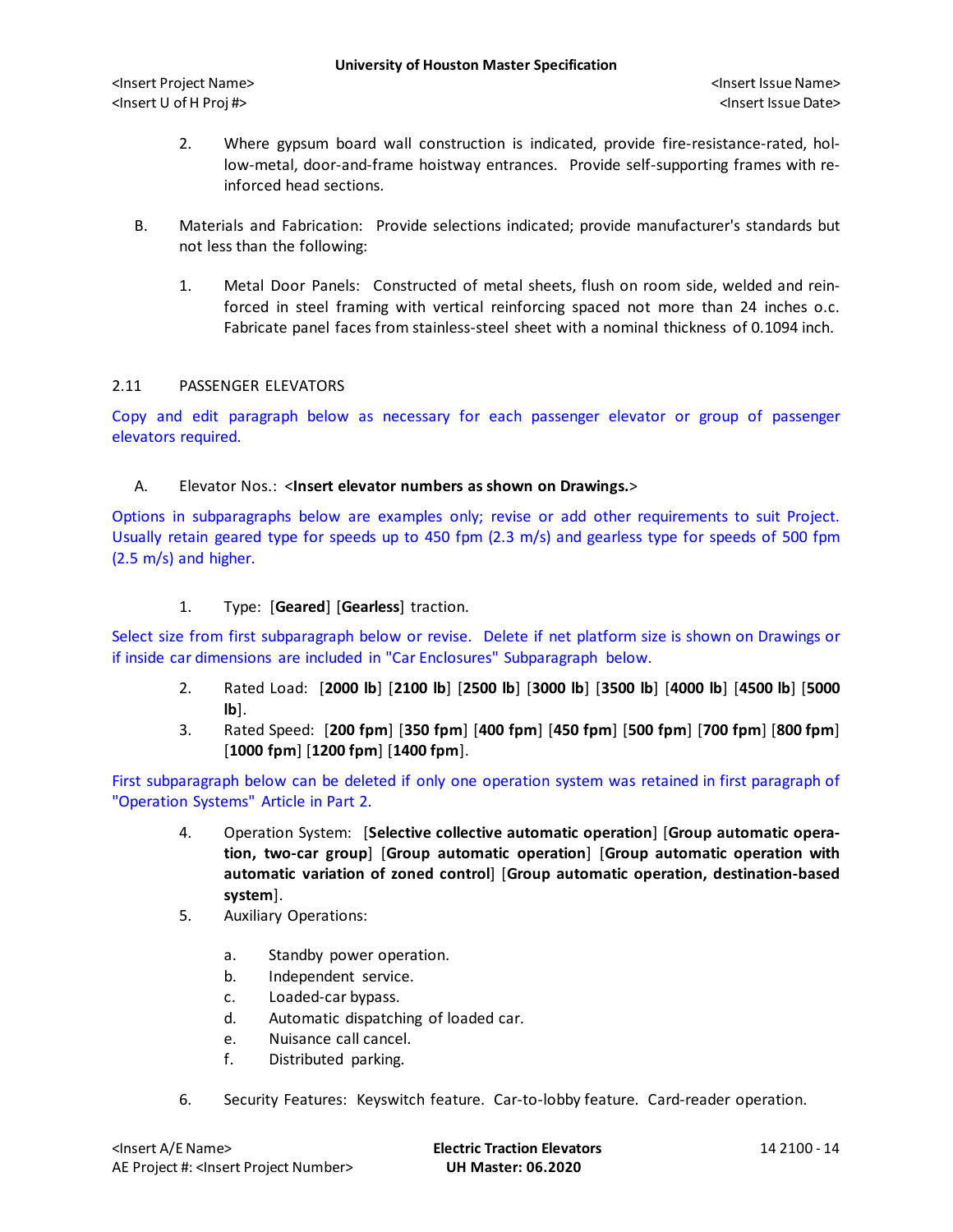2. Where gypsum board wall construction is indicated, provide fire-resistance-rated, hollow-metal, door-and-frame hoistway entrances. Provide self-supporting frames with reinforced head sections.

B. Materials and Fabrication: Provide selections indicated; provide manufacturer's standards but not less than the following:

1. Metal Door Panels: Constructed of metal sheets, flush on room side, welded and reinforced in steel framing with vertical reinforcing spaced not more than 24 inches o.c. Fabricate panel faces from stainless-steel sheet with a nominal thickness of 0.1094 inch.

## 2.11 PASSENGER ELEVATORS

Copy and edit paragraph below as necessary for each passenger elevator or group of passenger elevators required.

A. Elevator Nos.: <**Insert elevator numbers as shown on Drawings.**>

Options in subparagraphs below are examples only; revise or add other requirements to suit Project. Usually retain geared type for speeds up to 450 fpm (2.3 m/s) and gearless type for speeds of 500 fpm (2.5 m/s) and higher.

1. Type: [**Geared**] [**Gearless**] traction.

Select size from first subparagraph below or revise. Delete if net platform size is shown on Drawings or if inside car dimensions are included in "Car Enclosures" Subparagraph below.

2. Rated Load: [**2000 lb**] [**2100 lb**] [**2500 lb**] [**3000 lb**] [**3500 lb**] [**4000 lb**] [**4500 lb**] [**5000 lb**].
3. Rated Speed: [**200 fpm**] [**350 fpm**] [**400 fpm**] [**450 fpm**] [**500 fpm**] [**700 fpm**] [**800 fpm**] [**1000 fpm**] [**1200 fpm**] [**1400 fpm**].

First subparagraph below can be deleted if only one operation system was retained in first paragraph of "Operation Systems" Article in Part 2.

4. Operation System: [**Selective collective automatic operation**] [**Group automatic operation, two-car group**] [**Group automatic operation**] [**Group automatic operation with automatic variation of zoned control**] [**Group automatic operation, destination-based system**].
5. Auxiliary Operations:
   a. Standby power operation.
   b. Independent service.
   c. Loaded-car bypass.
   d. Automatic dispatching of loaded car.
   e. Nuisance call cancel.
   f. Distributed parking.
6. Security Features: Keyswitch feature. Car-to-lobby feature. Card-reader operation.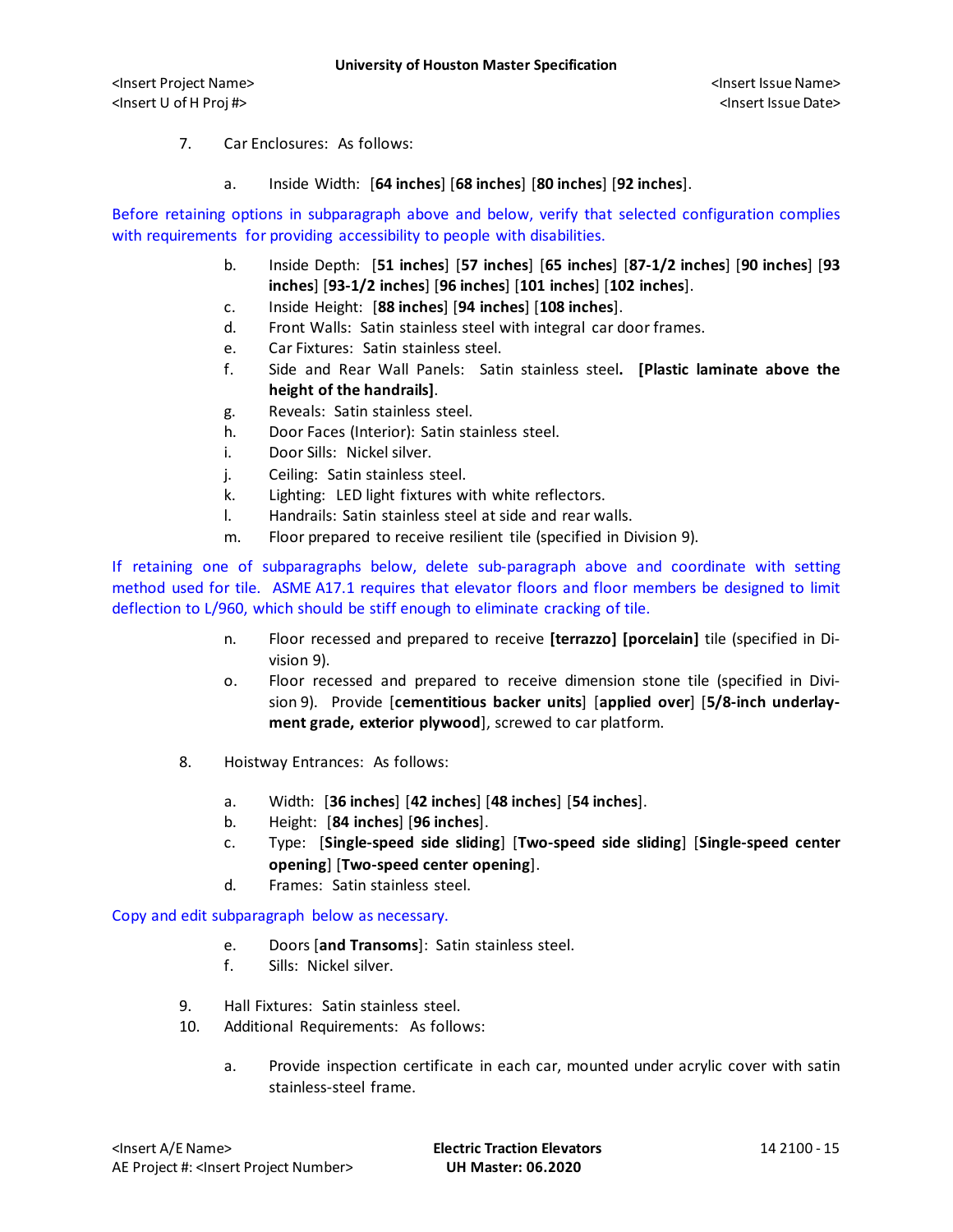7. Car Enclosures: As follows:

   a. Inside Width: [**64 inches**] [**68 inches**] [**80 inches**] [**92 inches**].

Before retaining options in subparagraph above and below, verify that selected configuration complies with requirements for providing accessibility to people with disabilities.

   b. Inside Depth: [**51 inches**] [**57 inches**] [**65 inches**] [**87-1/2 inches**] [**90 inches**] [**93 inches**] [**93-1/2 inches**] [**96 inches**] [**101 inches**] [**102 inches**].
   c. Inside Height: [**88 inches**] [**94 inches**] [**108 inches**].
   d. Front Walls: Satin stainless steel with integral car door frames.
   e. Car Fixtures: Satin stainless steel.
   f. Side and Rear Wall Panels: Satin stainless steel**. [Plastic laminate above the height of the handrails]**.
   g. Reveals: Satin stainless steel.
   h. Door Faces (Interior): Satin stainless steel.
   i. Door Sills: Nickel silver.
   j. Ceiling: Satin stainless steel.
   k. Lighting: LED light fixtures with white reflectors.
   l. Handrails: Satin stainless steel at side and rear walls.
   m. Floor prepared to receive resilient tile (specified in Division 9).

If retaining one of subparagraphs below, delete sub-paragraph above and coordinate with setting method used for tile. ASME A17.1 requires that elevator floors and floor members be designed to limit deflection to L/960, which should be stiff enough to eliminate cracking of tile.

   n. Floor recessed and prepared to receive **[terrazzo] [porcelain]** tile (specified in Division 9).
   o. Floor recessed and prepared to receive dimension stone tile (specified in Division 9). Provide [**cementitious backer units**] [**applied over**] [**5/8-inch underlayment grade, exterior plywood**], screwed to car platform.

8. Hoistway Entrances: As follows:

   a. Width: [**36 inches**] [**42 inches**] [**48 inches**] [**54 inches**].
   b. Height: [**84 inches**] [**96 inches**].
   c. Type: [**Single-speed side sliding**] [**Two-speed side sliding**] [**Single-speed center opening**] [**Two-speed center opening**].
   d. Frames: Satin stainless steel.

Copy and edit subparagraph below as necessary.

   e. Doors [**and Transoms**]: Satin stainless steel.
   f. Sills: Nickel silver.

9. Hall Fixtures: Satin stainless steel.
10. Additional Requirements: As follows:

   a. Provide inspection certificate in each car, mounted under acrylic cover with satin stainless-steel frame.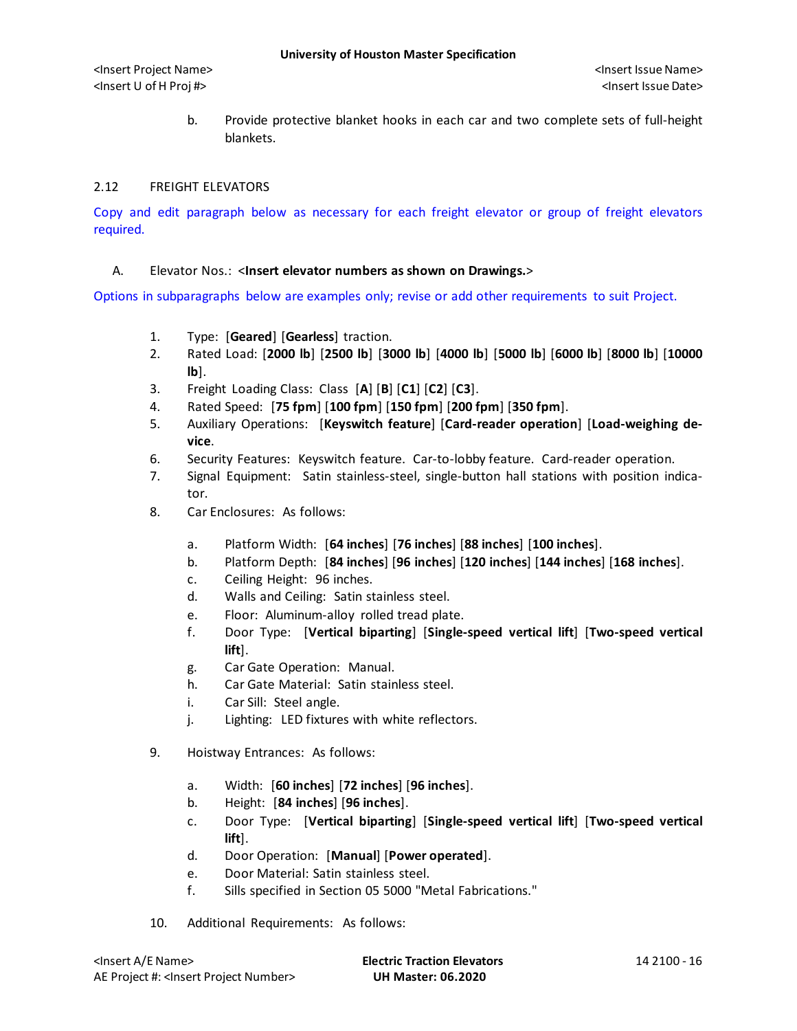b. Provide protective blanket hooks in each car and two complete sets of full-height blankets.

## 2.12 FREIGHT ELEVATORS

Copy and edit paragraph below as necessary for each freight elevator or group of freight elevators required.

A. Elevator Nos.: <**Insert elevator numbers as shown on Drawings.**>

Options in subparagraphs below are examples only; revise or add other requirements to suit Project.

1. Type: [**Geared**] [**Gearless**] traction.
2. Rated Load: [**2000 lb**] [**2500 lb**] [**3000 lb**] [**4000 lb**] [**5000 lb**] [**6000 lb**] [**8000 lb**] [**10000 lb**].
3. Freight Loading Class: Class [**A**] [**B**] [**C1**] [**C2**] [**C3**].
4. Rated Speed: [**75 fpm**] [**100 fpm**] [**150 fpm**] [**200 fpm**] [**350 fpm**].
5. Auxiliary Operations: [**Keyswitch feature**] [**Card-reader operation**] [**Load-weighing device**.
6. Security Features: Keyswitch feature. Car-to-lobby feature. Card-reader operation.
7. Signal Equipment: Satin stainless-steel, single-button hall stations with position indicator.
8. Car Enclosures: As follows:
   a. Platform Width: [**64 inches**] [**76 inches**] [**88 inches**] [**100 inches**].
   b. Platform Depth: [**84 inches**] [**96 inches**] [**120 inches**] [**144 inches**] [**168 inches**].
   c. Ceiling Height: 96 inches.
   d. Walls and Ceiling: Satin stainless steel.
   e. Floor: Aluminum-alloy rolled tread plate.
   f. Door Type: [**Vertical biparting**] [**Single-speed vertical lift**] [**Two-speed vertical lift**].
   g. Car Gate Operation: Manual.
   h. Car Gate Material: Satin stainless steel.
   i. Car Sill: Steel angle.
   j. Lighting: LED fixtures with white reflectors.
9. Hoistway Entrances: As follows:
   a. Width: [**60 inches**] [**72 inches**] [**96 inches**].
   b. Height: [**84 inches**] [**96 inches**].
   c. Door Type: [**Vertical biparting**] [**Single-speed vertical lift**] [**Two-speed vertical lift**].
   d. Door Operation: [**Manual**] [**Power operated**].
   e. Door Material: Satin stainless steel.
   f. Sills specified in Section 05 5000 "Metal Fabrications."
10. Additional Requirements: As follows: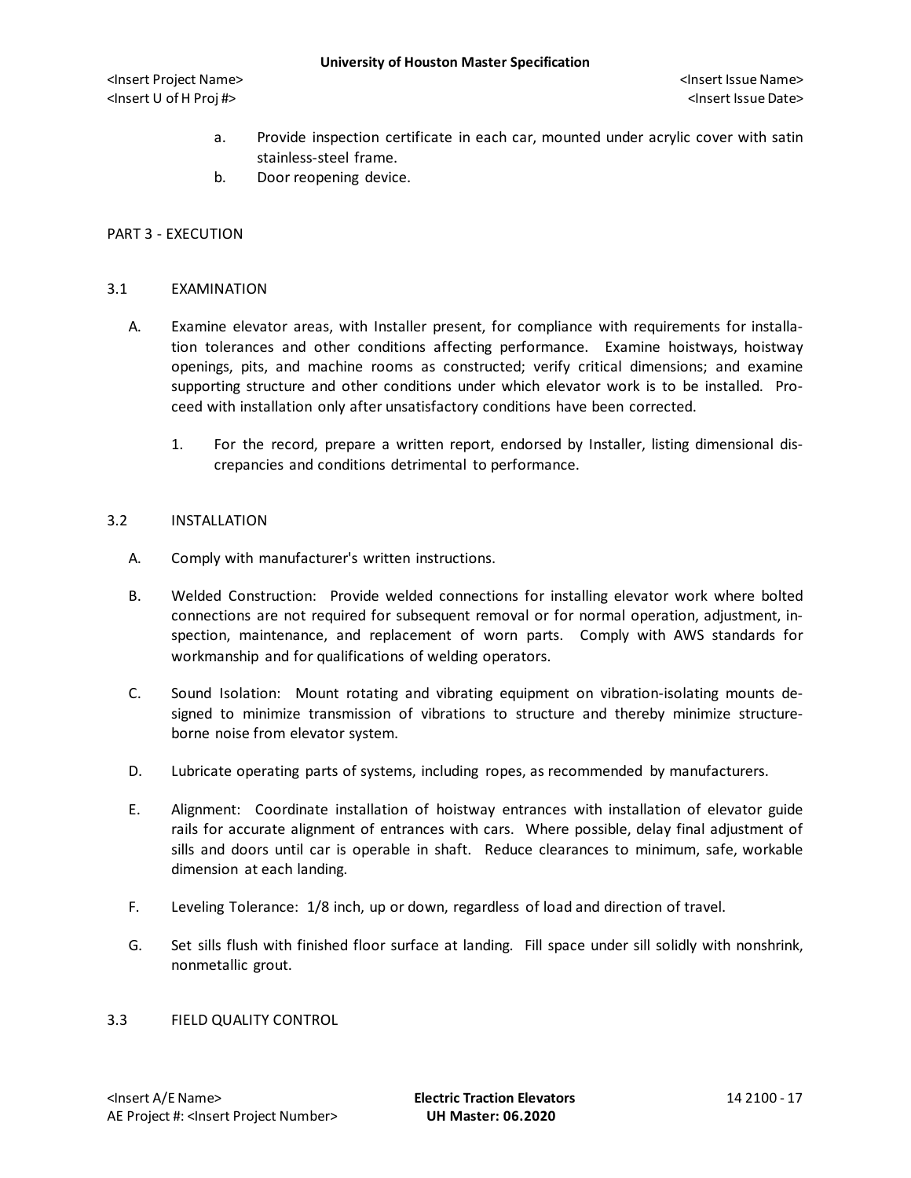a. Provide inspection certificate in each car, mounted under acrylic cover with satin stainless-steel frame.
b. Door reopening device.

## PART 3 - EXECUTION

### 3.1 EXAMINATION

A. Examine elevator areas, with Installer present, for compliance with requirements for installation tolerances and other conditions affecting performance. Examine hoistways, hoistway openings, pits, and machine rooms as constructed; verify critical dimensions; and examine supporting structure and other conditions under which elevator work is to be installed. Proceed with installation only after unsatisfactory conditions have been corrected.

1. For the record, prepare a written report, endorsed by Installer, listing dimensional discrepancies and conditions detrimental to performance.

### 3.2 INSTALLATION

A. Comply with manufacturer's written instructions.

B. Welded Construction: Provide welded connections for installing elevator work where bolted connections are not required for subsequent removal or for normal operation, adjustment, inspection, maintenance, and replacement of worn parts. Comply with AWS standards for workmanship and for qualifications of welding operators.

C. Sound Isolation: Mount rotating and vibrating equipment on vibration-isolating mounts designed to minimize transmission of vibrations to structure and thereby minimize structure-borne noise from elevator system.

D. Lubricate operating parts of systems, including ropes, as recommended by manufacturers.

E. Alignment: Coordinate installation of hoistway entrances with installation of elevator guide rails for accurate alignment of entrances with cars. Where possible, delay final adjustment of sills and doors until car is operable in shaft. Reduce clearances to minimum, safe, workable dimension at each landing.

F. Leveling Tolerance: 1/8 inch, up or down, regardless of load and direction of travel.

G. Set sills flush with finished floor surface at landing. Fill space under sill solidly with nonshrink, nonmetallic grout.

### 3.3 FIELD QUALITY CONTROL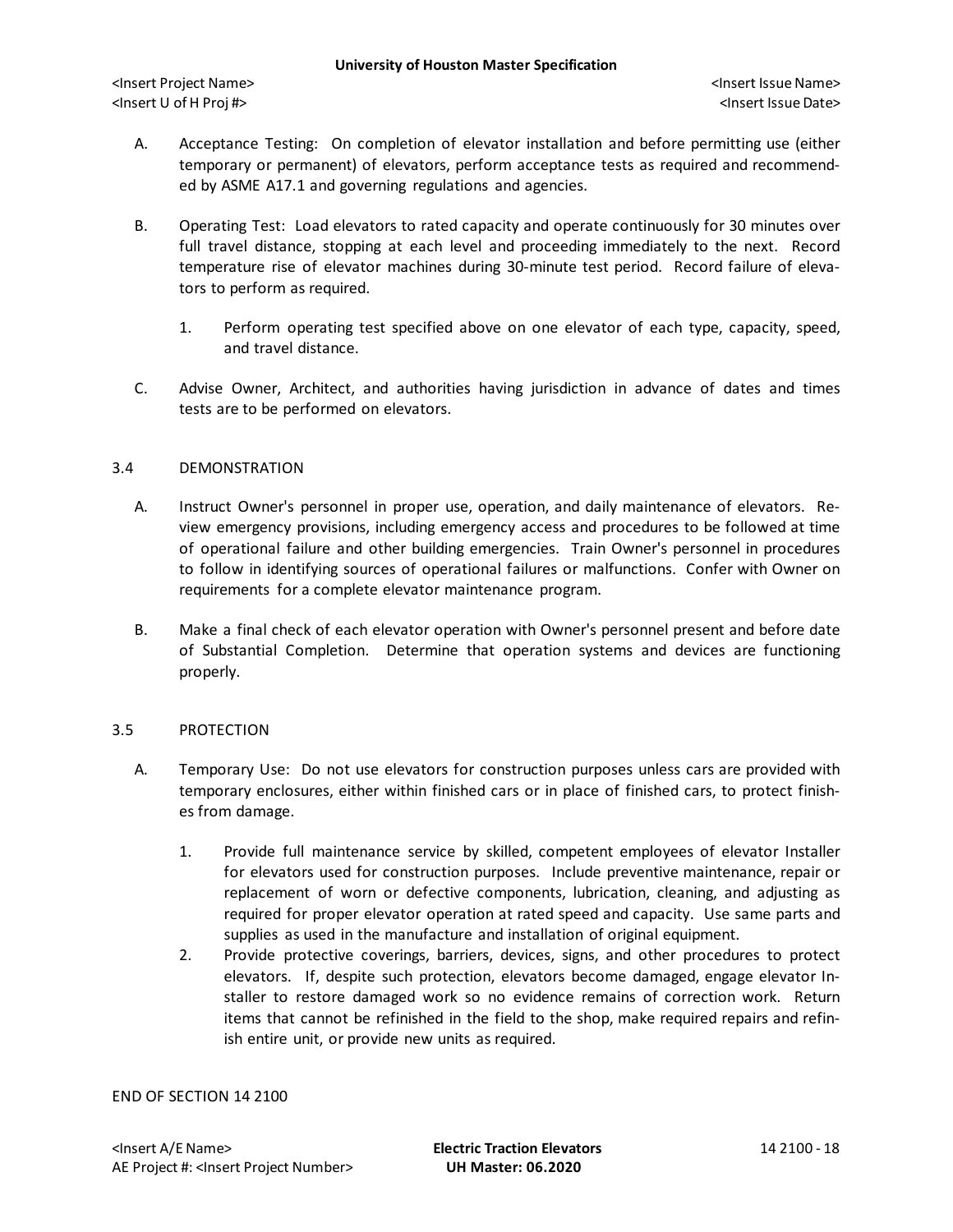A. Acceptance Testing: On completion of elevator installation and before permitting use (either temporary or permanent) of elevators, perform acceptance tests as required and recommended by ASME A17.1 and governing regulations and agencies.

B. Operating Test: Load elevators to rated capacity and operate continuously for 30 minutes over full travel distance, stopping at each level and proceeding immediately to the next. Record temperature rise of elevator machines during 30-minute test period. Record failure of elevators to perform as required.

   1. Perform operating test specified above on one elevator of each type, capacity, speed, and travel distance.

C. Advise Owner, Architect, and authorities having jurisdiction in advance of dates and times tests are to be performed on elevators.

## 3.4 DEMONSTRATION

A. Instruct Owner's personnel in proper use, operation, and daily maintenance of elevators. Review emergency provisions, including emergency access and procedures to be followed at time of operational failure and other building emergencies. Train Owner's personnel in procedures to follow in identifying sources of operational failures or malfunctions. Confer with Owner on requirements for a complete elevator maintenance program.

B. Make a final check of each elevator operation with Owner's personnel present and before date of Substantial Completion. Determine that operation systems and devices are functioning properly.

## 3.5 PROTECTION

A. Temporary Use: Do not use elevators for construction purposes unless cars are provided with temporary enclosures, either within finished cars or in place of finished cars, to protect finishes from damage.

   1. Provide full maintenance service by skilled, competent employees of elevator Installer for elevators used for construction purposes. Include preventive maintenance, repair or replacement of worn or defective components, lubrication, cleaning, and adjusting as required for proper elevator operation at rated speed and capacity. Use same parts and supplies as used in the manufacture and installation of original equipment.
   2. Provide protective coverings, barriers, devices, signs, and other procedures to protect elevators. If, despite such protection, elevators become damaged, engage elevator Installer to restore damaged work so no evidence remains of correction work. Return items that cannot be refinished in the field to the shop, make required repairs and refinish entire unit, or provide new units as required.

END OF SECTION 14 2100